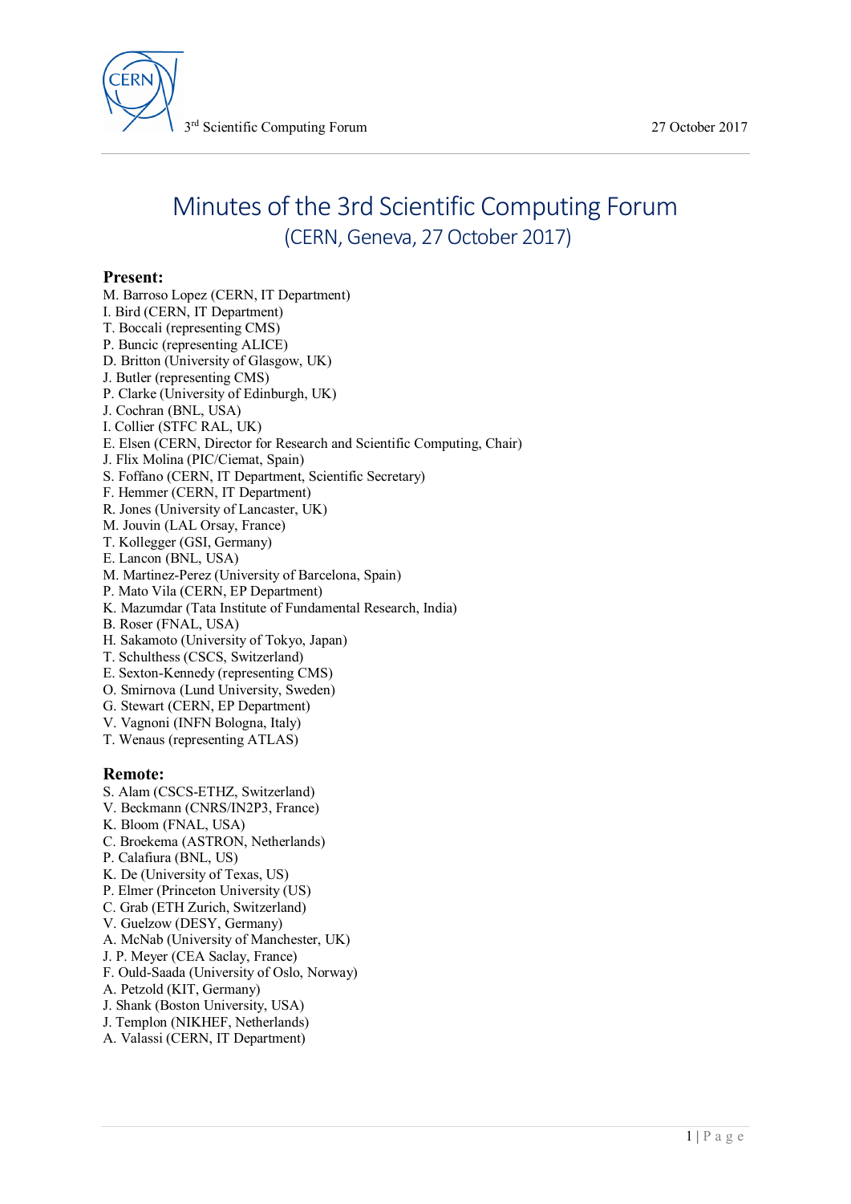# Minutes of the 3rd Scientific Computing Forum

## (CERN, Geneva, 27 October 2017)

**Present:**

M. Barroso Lopez (CERN, IT Department)
I. Bird (CERN, IT Department)
T. Boccali (representing CMS)
P. Buncic (representing ALICE)
D. Britton (University of Glasgow, UK)
J. Butler (representing CMS)
P. Clarke (University of Edinburgh, UK)
J. Cochran (BNL, USA)
I. Collier (STFC RAL, UK)
E. Elsen (CERN, Director for Research and Scientific Computing, Chair)
J. Flix Molina (PIC/Ciemat, Spain)
S. Foffano (CERN, IT Department, Scientific Secretary)
F. Hemmer (CERN, IT Department)
R. Jones (University of Lancaster, UK)
M. Jouvin (LAL Orsay, France)
T. Kollegger (GSI, Germany)
E. Lancon (BNL, USA)
M. Martinez-Perez (University of Barcelona, Spain)
P. Mato Vila (CERN, EP Department)
K. Mazumdar (Tata Institute of Fundamental Research, India)
B. Roser (FNAL, USA)
H. Sakamoto (University of Tokyo, Japan)
T. Schulthess (CSCS, Switzerland)
E. Sexton-Kennedy (representing CMS)
O. Smirnova (Lund University, Sweden)
G. Stewart (CERN, EP Department)
V. Vagnoni (INFN Bologna, Italy)
T. Wenaus (representing ATLAS)

**Remote:**

S. Alam (CSCS-ETHZ, Switzerland)
V. Beckmann (CNRS/IN2P3, France)
K. Bloom (FNAL, USA)
C. Broekema (ASTRON, Netherlands)
P. Calafiura (BNL, US)
K. De (University of Texas, US)
P. Elmer (Princeton University (US)
C. Grab (ETH Zurich, Switzerland)
V. Guelzow (DESY, Germany)
A. McNab (University of Manchester, UK)
J. P. Meyer (CEA Saclay, France)
F. Ould-Saada (University of Oslo, Norway)
A. Petzold (KIT, Germany)
J. Shank (Boston University, USA)
J. Templon (NIKHEF, Netherlands)
A. Valassi (CERN, IT Department)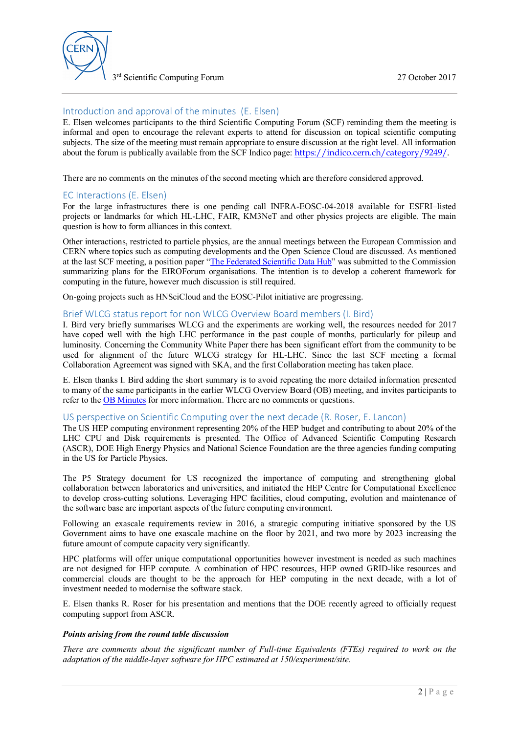## Introduction and approval of the minutes (E. Elsen)

E. Elsen welcomes participants to the third Scientific Computing Forum (SCF) reminding them the meeting is informal and open to encourage the relevant experts to attend for discussion on topical scientific computing subjects. The size of the meeting must remain appropriate to ensure discussion at the right level. All information about the forum is publically available from the SCF Indico page: https://indico.cern.ch/category/9249/.

There are no comments on the minutes of the second meeting which are therefore considered approved.

## EC Interactions (E. Elsen)

For the large infrastructures there is one pending call INFRA-EOSC-04-2018 available for ESFRI–listed projects or landmarks for which HL-LHC, FAIR, KM3NeT and other physics projects are eligible. The main question is how to form alliances in this context.

Other interactions, restricted to particle physics, are the annual meetings between the European Commission and CERN where topics such as computing developments and the Open Science Cloud are discussed. As mentioned at the last SCF meeting, a position paper "The Federated Scientific Data Hub" was submitted to the Commission summarizing plans for the EIROForum organisations. The intention is to develop a coherent framework for computing in the future, however much discussion is still required.

On-going projects such as HNSciCloud and the EOSC-Pilot initiative are progressing.

## Brief WLCG status report for non WLCG Overview Board members (I. Bird)

I. Bird very briefly summarises WLCG and the experiments are working well, the resources needed for 2017 have coped well with the high LHC performance in the past couple of months, particularly for pileup and luminosity. Concerning the Community White Paper there has been significant effort from the community to be used for alignment of the future WLCG strategy for HL-LHC. Since the last SCF meeting a formal Collaboration Agreement was signed with SKA, and the first Collaboration meeting has taken place.

E. Elsen thanks I. Bird adding the short summary is to avoid repeating the more detailed information presented to many of the same participants in the earlier WLCG Overview Board (OB) meeting, and invites participants to refer to the OB Minutes for more information. There are no comments or questions.

## US perspective on Scientific Computing over the next decade (R. Roser, E. Lancon)

The US HEP computing environment representing 20% of the HEP budget and contributing to about 20% of the LHC CPU and Disk requirements is presented. The Office of Advanced Scientific Computing Research (ASCR), DOE High Energy Physics and National Science Foundation are the three agencies funding computing in the US for Particle Physics.

The P5 Strategy document for US recognized the importance of computing and strengthening global collaboration between laboratories and universities, and initiated the HEP Centre for Computational Excellence to develop cross-cutting solutions. Leveraging HPC facilities, cloud computing, evolution and maintenance of the software base are important aspects of the future computing environment.

Following an exascale requirements review in 2016, a strategic computing initiative sponsored by the US Government aims to have one exascale machine on the floor by 2021, and two more by 2023 increasing the future amount of compute capacity very significantly.

HPC platforms will offer unique computational opportunities however investment is needed as such machines are not designed for HEP compute. A combination of HPC resources, HEP owned GRID-like resources and commercial clouds are thought to be the approach for HEP computing in the next decade, with a lot of investment needed to modernise the software stack.

E. Elsen thanks R. Roser for his presentation and mentions that the DOE recently agreed to officially request computing support from ASCR.

***Points arising from the round table discussion***

*There are comments about the significant number of Full-time Equivalents (FTEs) required to work on the adaptation of the middle-layer software for HPC estimated at 150/experiment/site.*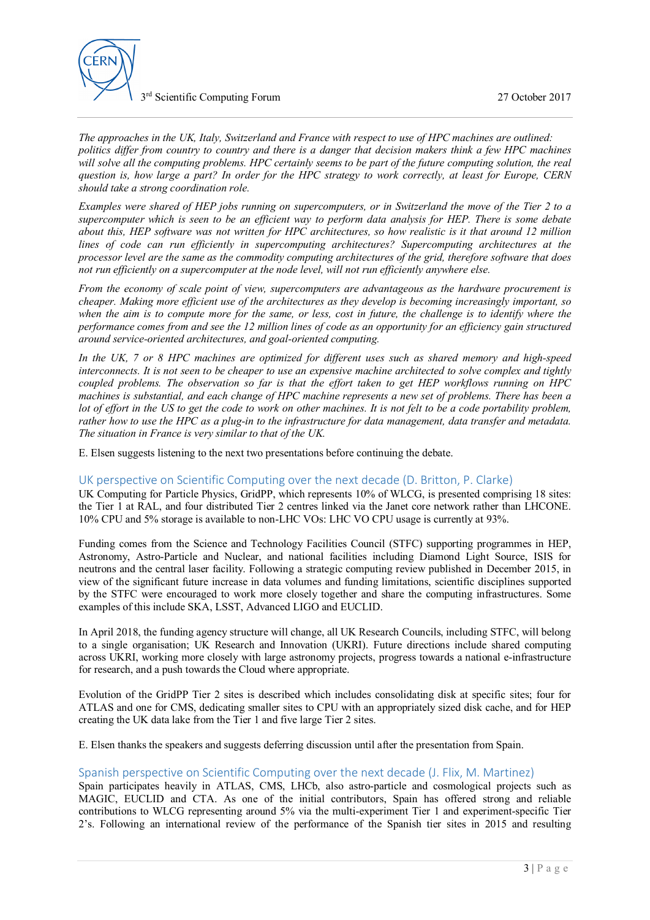*The approaches in the UK, Italy, Switzerland and France with respect to use of HPC machines are outlined: politics differ from country to country and there is a danger that decision makers think a few HPC machines will solve all the computing problems. HPC certainly seems to be part of the future computing solution, the real question is, how large a part? In order for the HPC strategy to work correctly, at least for Europe, CERN should take a strong coordination role.*

*Examples were shared of HEP jobs running on supercomputers, or in Switzerland the move of the Tier 2 to a supercomputer which is seen to be an efficient way to perform data analysis for HEP. There is some debate about this, HEP software was not written for HPC architectures, so how realistic is it that around 12 million lines of code can run efficiently in supercomputing architectures? Supercomputing architectures at the processor level are the same as the commodity computing architectures of the grid, therefore software that does not run efficiently on a supercomputer at the node level, will not run efficiently anywhere else.*

*From the economy of scale point of view, supercomputers are advantageous as the hardware procurement is cheaper. Making more efficient use of the architectures as they develop is becoming increasingly important, so when the aim is to compute more for the same, or less, cost in future, the challenge is to identify where the performance comes from and see the 12 million lines of code as an opportunity for an efficiency gain structured around service-oriented architectures, and goal-oriented computing.*

*In the UK, 7 or 8 HPC machines are optimized for different uses such as shared memory and high-speed interconnects. It is not seen to be cheaper to use an expensive machine architected to solve complex and tightly coupled problems. The observation so far is that the effort taken to get HEP workflows running on HPC machines is substantial, and each change of HPC machine represents a new set of problems. There has been a lot of effort in the US to get the code to work on other machines. It is not felt to be a code portability problem, rather how to use the HPC as a plug-in to the infrastructure for data management, data transfer and metadata. The situation in France is very similar to that of the UK.*

E. Elsen suggests listening to the next two presentations before continuing the debate.

## UK perspective on Scientific Computing over the next decade (D. Britton, P. Clarke)

UK Computing for Particle Physics, GridPP, which represents 10% of WLCG, is presented comprising 18 sites: the Tier 1 at RAL, and four distributed Tier 2 centres linked via the Janet core network rather than LHCONE. 10% CPU and 5% storage is available to non-LHC VOs: LHC VO CPU usage is currently at 93%.

Funding comes from the Science and Technology Facilities Council (STFC) supporting programmes in HEP, Astronomy, Astro-Particle and Nuclear, and national facilities including Diamond Light Source, ISIS for neutrons and the central laser facility. Following a strategic computing review published in December 2015, in view of the significant future increase in data volumes and funding limitations, scientific disciplines supported by the STFC were encouraged to work more closely together and share the computing infrastructures. Some examples of this include SKA, LSST, Advanced LIGO and EUCLID.

In April 2018, the funding agency structure will change, all UK Research Councils, including STFC, will belong to a single organisation; UK Research and Innovation (UKRI). Future directions include shared computing across UKRI, working more closely with large astronomy projects, progress towards a national e-infrastructure for research, and a push towards the Cloud where appropriate.

Evolution of the GridPP Tier 2 sites is described which includes consolidating disk at specific sites; four for ATLAS and one for CMS, dedicating smaller sites to CPU with an appropriately sized disk cache, and for HEP creating the UK data lake from the Tier 1 and five large Tier 2 sites.

E. Elsen thanks the speakers and suggests deferring discussion until after the presentation from Spain.

## Spanish perspective on Scientific Computing over the next decade (J. Flix, M. Martinez)

Spain participates heavily in ATLAS, CMS, LHCb, also astro-particle and cosmological projects such as MAGIC, EUCLID and CTA. As one of the initial contributors, Spain has offered strong and reliable contributions to WLCG representing around 5% via the multi-experiment Tier 1 and experiment-specific Tier 2's. Following an international review of the performance of the Spanish tier sites in 2015 and resulting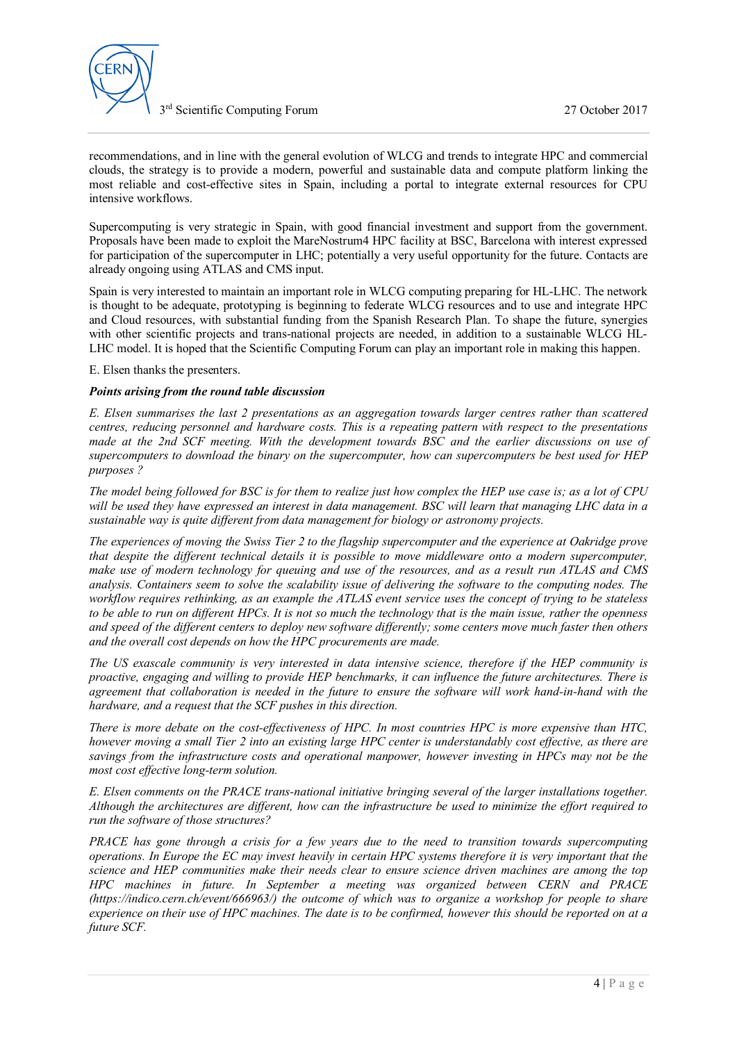recommendations, and in line with the general evolution of WLCG and trends to integrate HPC and commercial clouds, the strategy is to provide a modern, powerful and sustainable data and compute platform linking the most reliable and cost-effective sites in Spain, including a portal to integrate external resources for CPU intensive workflows.

Supercomputing is very strategic in Spain, with good financial investment and support from the government. Proposals have been made to exploit the MareNostrum4 HPC facility at BSC, Barcelona with interest expressed for participation of the supercomputer in LHC; potentially a very useful opportunity for the future. Contacts are already ongoing using ATLAS and CMS input.

Spain is very interested to maintain an important role in WLCG computing preparing for HL-LHC. The network is thought to be adequate, prototyping is beginning to federate WLCG resources and to use and integrate HPC and Cloud resources, with substantial funding from the Spanish Research Plan. To shape the future, synergies with other scientific projects and trans-national projects are needed, in addition to a sustainable WLCG HL-LHC model. It is hoped that the Scientific Computing Forum can play an important role in making this happen.

E. Elsen thanks the presenters.

***Points arising from the round table discussion***

*E. Elsen summarises the last 2 presentations as an aggregation towards larger centres rather than scattered centres, reducing personnel and hardware costs. This is a repeating pattern with respect to the presentations made at the 2nd SCF meeting. With the development towards BSC and the earlier discussions on use of supercomputers to download the binary on the supercomputer, how can supercomputers be best used for HEP purposes ?*

*The model being followed for BSC is for them to realize just how complex the HEP use case is; as a lot of CPU will be used they have expressed an interest in data management. BSC will learn that managing LHC data in a sustainable way is quite different from data management for biology or astronomy projects.*

*The experiences of moving the Swiss Tier 2 to the flagship supercomputer and the experience at Oakridge prove that despite the different technical details it is possible to move middleware onto a modern supercomputer, make use of modern technology for queuing and use of the resources, and as a result run ATLAS and CMS analysis. Containers seem to solve the scalability issue of delivering the software to the computing nodes. The workflow requires rethinking, as an example the ATLAS event service uses the concept of trying to be stateless to be able to run on different HPCs. It is not so much the technology that is the main issue, rather the openness and speed of the different centers to deploy new software differently; some centers move much faster then others and the overall cost depends on how the HPC procurements are made.*

*The US exascale community is very interested in data intensive science, therefore if the HEP community is proactive, engaging and willing to provide HEP benchmarks, it can influence the future architectures. There is agreement that collaboration is needed in the future to ensure the software will work hand-in-hand with the hardware, and a request that the SCF pushes in this direction.*

*There is more debate on the cost-effectiveness of HPC. In most countries HPC is more expensive than HTC, however moving a small Tier 2 into an existing large HPC center is understandably cost effective, as there are savings from the infrastructure costs and operational manpower, however investing in HPCs may not be the most cost effective long-term solution.*

*E. Elsen comments on the PRACE trans-national initiative bringing several of the larger installations together. Although the architectures are different, how can the infrastructure be used to minimize the effort required to run the software of those structures?*

*PRACE has gone through a crisis for a few years due to the need to transition towards supercomputing operations. In Europe the EC may invest heavily in certain HPC systems therefore it is very important that the science and HEP communities make their needs clear to ensure science driven machines are among the top HPC machines in future. In September a meeting was organized between CERN and PRACE (https://indico.cern.ch/event/666963/) the outcome of which was to organize a workshop for people to share experience on their use of HPC machines. The date is to be confirmed, however this should be reported on at a future SCF.*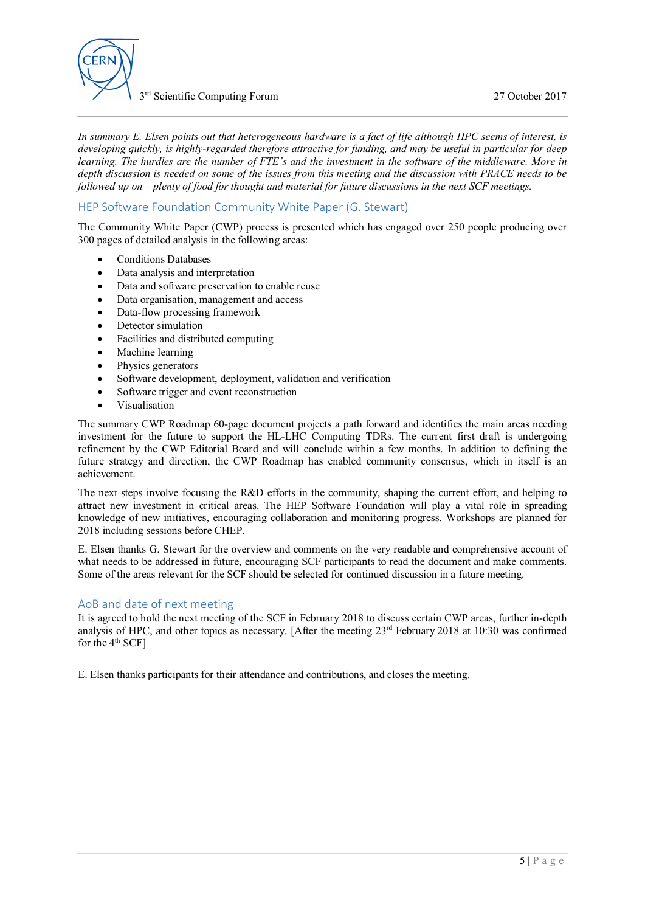*In summary E. Elsen points out that heterogeneous hardware is a fact of life although HPC seems of interest, is developing quickly, is highly-regarded therefore attractive for funding, and may be useful in particular for deep learning. The hurdles are the number of FTE's and the investment in the software of the middleware. More in depth discussion is needed on some of the issues from this meeting and the discussion with PRACE needs to be followed up on – plenty of food for thought and material for future discussions in the next SCF meetings.*

## HEP Software Foundation Community White Paper (G. Stewart)

The Community White Paper (CWP) process is presented which has engaged over 250 people producing over 300 pages of detailed analysis in the following areas:

- Conditions Databases
- Data analysis and interpretation
- Data and software preservation to enable reuse
- Data organisation, management and access
- Data-flow processing framework
- Detector simulation
- Facilities and distributed computing
- Machine learning
- Physics generators
- Software development, deployment, validation and verification
- Software trigger and event reconstruction
- Visualisation

The summary CWP Roadmap 60-page document projects a path forward and identifies the main areas needing investment for the future to support the HL-LHC Computing TDRs. The current first draft is undergoing refinement by the CWP Editorial Board and will conclude within a few months. In addition to defining the future strategy and direction, the CWP Roadmap has enabled community consensus, which in itself is an achievement.

The next steps involve focusing the R&D efforts in the community, shaping the current effort, and helping to attract new investment in critical areas. The HEP Software Foundation will play a vital role in spreading knowledge of new initiatives, encouraging collaboration and monitoring progress. Workshops are planned for 2018 including sessions before CHEP.

E. Elsen thanks G. Stewart for the overview and comments on the very readable and comprehensive account of what needs to be addressed in future, encouraging SCF participants to read the document and make comments. Some of the areas relevant for the SCF should be selected for continued discussion in a future meeting.

## AoB and date of next meeting

It is agreed to hold the next meeting of the SCF in February 2018 to discuss certain CWP areas, further in-depth analysis of HPC, and other topics as necessary. [After the meeting 23rd February 2018 at 10:30 was confirmed for the 4th SCF]

E. Elsen thanks participants for their attendance and contributions, and closes the meeting.